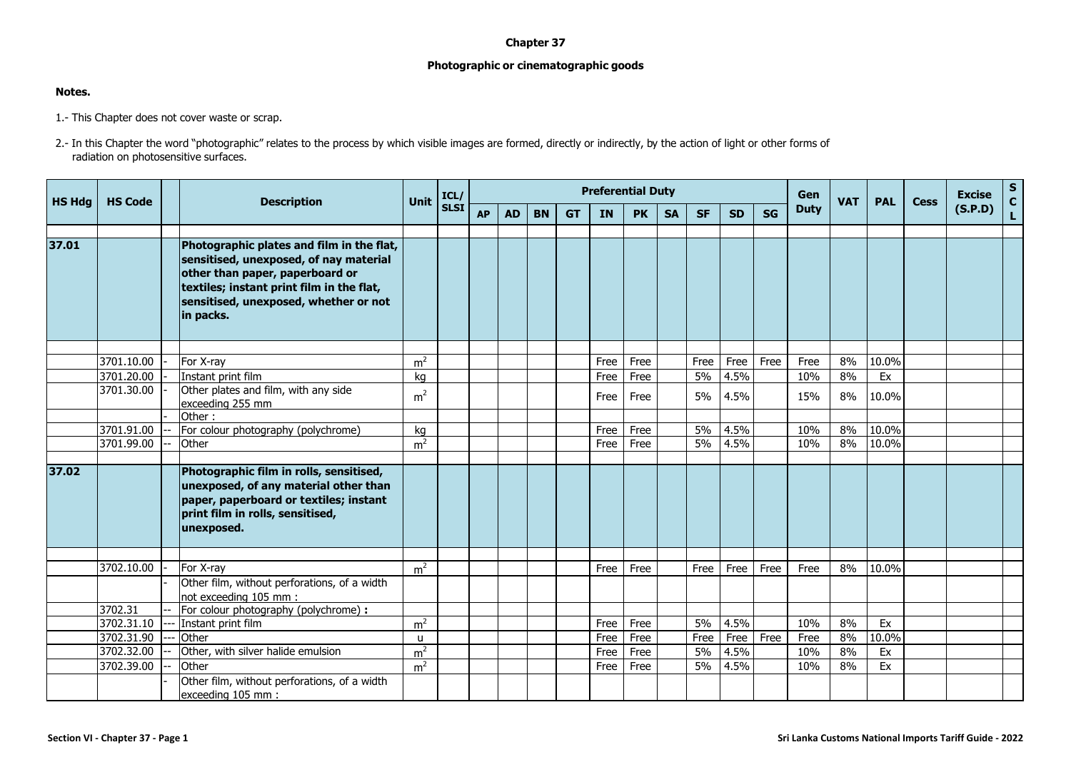**Chapter 37**

**Photographic or cinematographic goods**

**Notes.**

1.- This Chapter does not cover waste or scrap.

2.- In this Chapter the word "photographic" relates to the process by which visible images are formed, directly or indirectly, by the action of light or other forms of radiation on photosensitive surfaces.

| HS Hdg | HS Code | | Description | Unit | ICL/ SLSI | Preferential Duty | | | | | | | | | | Gen Duty | VAT | PAL | Cess | Excise (S.P.D) | SCL |
|---|---|---|---|---|---|---|---|---|---|---|---|---|---|---|---|---|---|---|---|---|---|
| | | | | | | AP | AD | BN | GT | IN | PK | SA | SF | SD | SG | | | | | | |
| **37.01** | | | **Photographic plates and film in the flat, sensitised, unexposed, of nay material other than paper, paperboard or textiles; instant print film in the flat, sensitised, unexposed, whether or not in packs.** | | | | | | | | | | | | | | | | | | |
| | 3701.10.00 | - | For X-ray | $m^2$ | | | | | | Free | Free | | Free | Free | Free | Free | 8% | 10.0% | | | |
| | 3701.20.00 | - | Instant print film | kg | | | | | | Free | Free | | 5% | 4.5% | | 10% | 8% | Ex | | | |
| | 3701.30.00 | - | Other plates and film, with any side exceeding 255 mm | $m^2$ | | | | | | Free | Free | | 5% | 4.5% | | 15% | 8% | 10.0% | | | |
| | | - | Other : | | | | | | | | | | | | | | | | | | |
| | 3701.91.00 | -- | For colour photography (polychrome) | kg | | | | | | Free | Free | | 5% | 4.5% | | 10% | 8% | 10.0% | | | |
| | 3701.99.00 | -- | Other | $m^2$ | | | | | | Free | Free | | 5% | 4.5% | | 10% | 8% | 10.0% | | | |
| **37.02** | | | **Photographic film in rolls, sensitised, unexposed, of any material other than paper, paperboard or textiles; instant print film in rolls, sensitised, unexposed.** | | | | | | | | | | | | | | | | | | |
| | 3702.10.00 | - | For X-ray | $m^2$ | | | | | | Free | Free | | Free | Free | Free | Free | 8% | 10.0% | | | |
| | | - | Other film, without perforations, of a width not exceeding 105 mm : | | | | | | | | | | | | | | | | | | |
| | 3702.31 | -- | For colour photography (polychrome) **:** | | | | | | | | | | | | | | | | | | |
| | 3702.31.10 | --- | Instant print film | $m^2$ | | | | | | Free | Free | | 5% | 4.5% | | 10% | 8% | Ex | | | |
| | 3702.31.90 | --- | Other | u | | | | | | Free | Free | | Free | Free | Free | Free | 8% | 10.0% | | | |
| | 3702.32.00 | -- | Other, with silver halide emulsion | $m^2$ | | | | | | Free | Free | | 5% | 4.5% | | 10% | 8% | Ex | | | |
| | 3702.39.00 | -- | Other | $m^2$ | | | | | | Free | Free | | 5% | 4.5% | | 10% | 8% | Ex | | | |
| | | - | Other film, without perforations, of a width exceeding 105 mm : | | | | | | | | | | | | | | | | | | |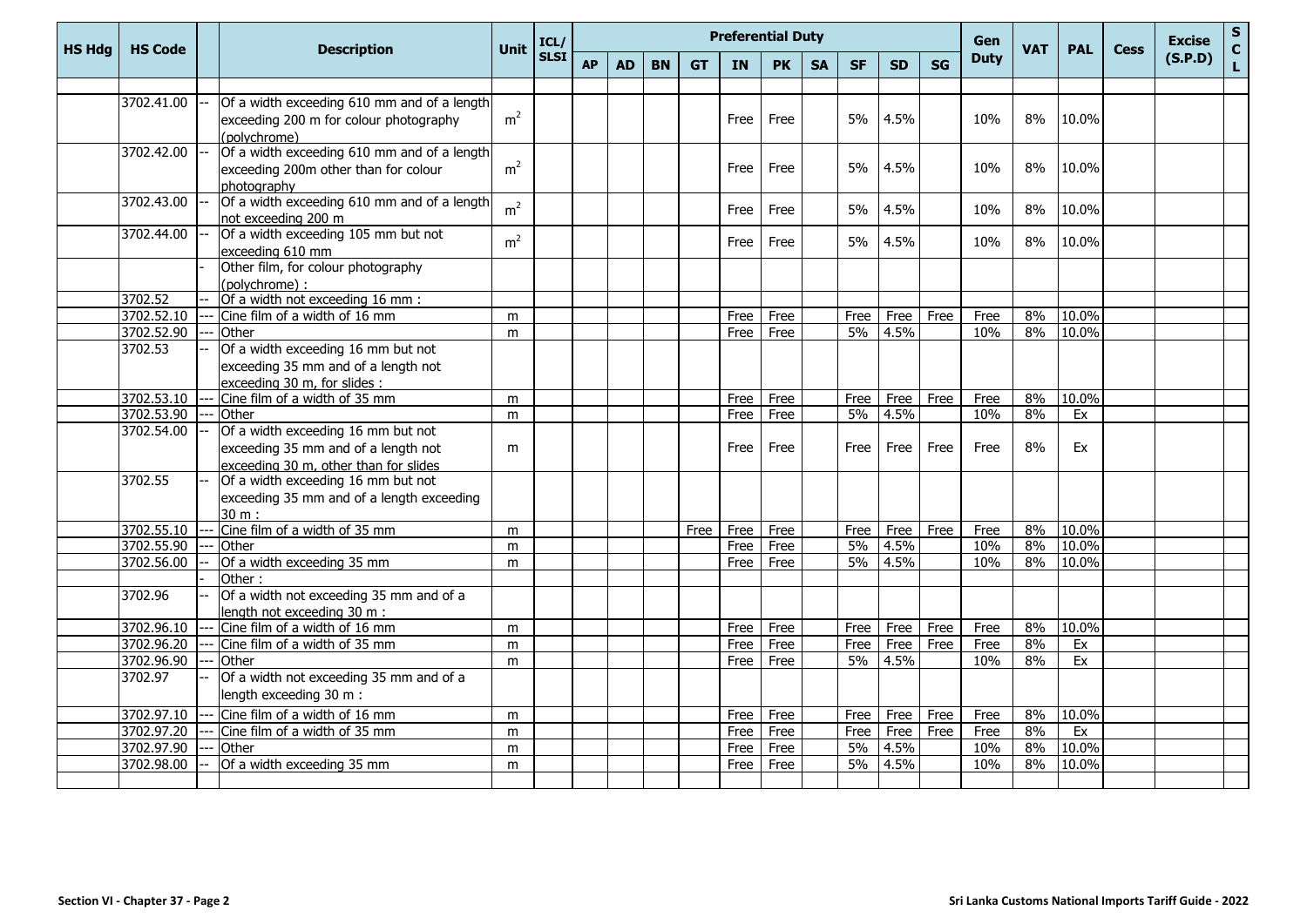| HS Hdg | HS Code | | Description | Unit | ICL/ SLSI | Preferential Duty | | | | | | | | | | Gen Duty | VAT | PAL | Cess | Excise (S.P.D) | S C L |
|---|---|---|---|---|---|---|---|---|---|---|---|---|---|---|---|---|---|---|---|---|---|
| | | | | | | AP | AD | BN | GT | IN | PK | SA | SF | SD | SG | | | | | | |
| | 3702.41.00 | -- | Of a width exceeding 610 mm and of a length exceeding 200 m for colour photography (polychrome) | $m^2$ | | | | | | Free | Free | | 5% | 4.5% | | 10% | 8% | 10.0% | | | |
| | 3702.42.00 | -- | Of a width exceeding 610 mm and of a length exceeding 200m other than for colour photography | $m^2$ | | | | | | Free | Free | | 5% | 4.5% | | 10% | 8% | 10.0% | | | |
| | 3702.43.00 | -- | Of a width exceeding 610 mm and of a length not exceeding 200 m | $m^2$ | | | | | | Free | Free | | 5% | 4.5% | | 10% | 8% | 10.0% | | | |
| | 3702.44.00 | -- | Of a width exceeding 105 mm but not exceeding 610 mm | $m^2$ | | | | | | Free | Free | | 5% | 4.5% | | 10% | 8% | 10.0% | | | |
| | | - | Other film, for colour photography (polychrome) : | | | | | | | | | | | | | | | | | | |
| | 3702.52 | -- | Of a width not exceeding 16 mm : | | | | | | | | | | | | | | | | | | |
| | 3702.52.10 | --- | Cine film of a width of 16 mm | m | | | | | | Free | Free | | Free | Free | Free | Free | 8% | 10.0% | | | |
| | 3702.52.90 | --- | Other | m | | | | | | Free | Free | | 5% | 4.5% | | 10% | 8% | 10.0% | | | |
| | 3702.53 | -- | Of a width exceeding 16 mm but not exceeding 35 mm and of a length not exceeding 30 m, for slides : | | | | | | | | | | | | | | | | | | |
| | 3702.53.10 | --- | Cine film of a width of 35 mm | m | | | | | | Free | Free | | Free | Free | Free | Free | 8% | 10.0% | | | |
| | 3702.53.90 | --- | Other | m | | | | | | Free | Free | | 5% | 4.5% | | 10% | 8% | Ex | | | |
| | 3702.54.00 | -- | Of a width exceeding 16 mm but not exceeding 35 mm and of a length not exceeding 30 m, other than for slides | m | | | | | | Free | Free | | Free | Free | Free | Free | 8% | Ex | | | |
| | 3702.55 | -- | Of a width exceeding 16 mm but not exceeding 35 mm and of a length exceeding 30 m : | | | | | | | | | | | | | | | | | | |
| | 3702.55.10 | --- | Cine film of a width of 35 mm | m | | | | | Free | Free | Free | | Free | Free | Free | Free | 8% | 10.0% | | | |
| | 3702.55.90 | --- | Other | m | | | | | | Free | Free | | 5% | 4.5% | | 10% | 8% | 10.0% | | | |
| | 3702.56.00 | -- | Of a width exceeding 35 mm | m | | | | | | Free | Free | | 5% | 4.5% | | 10% | 8% | 10.0% | | | |
| | | - | Other : | | | | | | | | | | | | | | | | | | |
| | 3702.96 | -- | Of a width not exceeding 35 mm and of a length not exceeding 30 m : | | | | | | | | | | | | | | | | | | |
| | 3702.96.10 | --- | Cine film of a width of 16 mm | m | | | | | | Free | Free | | Free | Free | Free | Free | 8% | 10.0% | | | |
| | 3702.96.20 | --- | Cine film of a width of 35 mm | m | | | | | | Free | Free | | Free | Free | Free | Free | 8% | Ex | | | |
| | 3702.96.90 | --- | Other | m | | | | | | Free | Free | | 5% | 4.5% | | 10% | 8% | Ex | | | |
| | 3702.97 | -- | Of a width not exceeding 35 mm and of a length exceeding 30 m : | | | | | | | | | | | | | | | | | | |
| | 3702.97.10 | --- | Cine film of a width of 16 mm | m | | | | | | Free | Free | | Free | Free | Free | Free | 8% | 10.0% | | | |
| | 3702.97.20 | --- | Cine film of a width of 35 mm | m | | | | | | Free | Free | | Free | Free | Free | Free | 8% | Ex | | | |
| | 3702.97.90 | --- | Other | m | | | | | | Free | Free | | 5% | 4.5% | | 10% | 8% | 10.0% | | | |
| | 3702.98.00 | -- | Of a width exceeding 35 mm | m | | | | | | Free | Free | | 5% | 4.5% | | 10% | 8% | 10.0% | | | |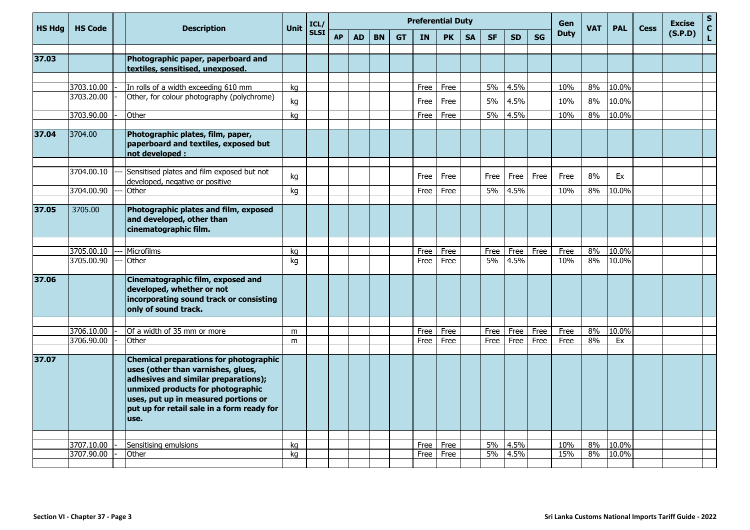| HS Hdg | HS Code | | Description | Unit | ICL/ SLSI | Preferential Duty | | | | | | | | | | Gen Duty | VAT | PAL | Cess | Excise (S.P.D) | S C L |
|---|---|---|---|---|---|---|---|---|---|---|---|---|---|---|---|---|---|---|---|---|---|
| | | | | | | AP | AD | BN | GT | IN | PK | SA | SF | SD | SG | | | | | | |
| **37.03** | | | **Photographic paper, paperboard and textiles, sensitised, unexposed.** | | | | | | | | | | | | | | | | | | |
| | 3703.10.00 | - | In rolls of a width exceeding 610 mm | kg | | | | | | Free | Free | | 5% | 4.5% | | 10% | 8% | 10.0% | | | |
| | 3703.20.00 | - | Other, for colour photography (polychrome) | kg | | | | | | Free | Free | | 5% | 4.5% | | 10% | 8% | 10.0% | | | |
| | 3703.90.00 | - | Other | kg | | | | | | Free | Free | | 5% | 4.5% | | 10% | 8% | 10.0% | | | |
| **37.04** | 3704.00 | | **Photographic plates, film, paper, paperboard and textiles, exposed but not developed :** | | | | | | | | | | | | | | | | | | |
| | 3704.00.10 | --- | Sensitised plates and film exposed but not developed, negative or positive | kg | | | | | | Free | Free | | Free | Free | Free | Free | 8% | Ex | | | |
| | 3704.00.90 | --- | Other | kg | | | | | | Free | Free | | 5% | 4.5% | | 10% | 8% | 10.0% | | | |
| **37.05** | 3705.00 | | **Photographic plates and film, exposed and developed, other than cinematographic film.** | | | | | | | | | | | | | | | | | | |
| | 3705.00.10 | --- | Microfilms | kg | | | | | | Free | Free | | Free | Free | Free | Free | 8% | 10.0% | | | |
| | 3705.00.90 | --- | Other | kg | | | | | | Free | Free | | 5% | 4.5% | | 10% | 8% | 10.0% | | | |
| **37.06** | | | **Cinematographic film, exposed and developed, whether or not incorporating sound track or consisting only of sound track.** | | | | | | | | | | | | | | | | | | |
| | 3706.10.00 | - | Of a width of 35 mm or more | m | | | | | | Free | Free | | Free | Free | Free | Free | 8% | 10.0% | | | |
| | 3706.90.00 | - | Other | m | | | | | | Free | Free | | Free | Free | Free | Free | 8% | Ex | | | |
| **37.07** | | | **Chemical preparations for photographic uses (other than varnishes, glues, adhesives and similar preparations); unmixed products for photographic uses, put up in measured portions or put up for retail sale in a form ready for use.** | | | | | | | | | | | | | | | | | | |
| | 3707.10.00 | - | Sensitising emulsions | kg | | | | | | Free | Free | | 5% | 4.5% | | 10% | 8% | 10.0% | | | |
| | 3707.90.00 | - | Other | kg | | | | | | Free | Free | | 5% | 4.5% | | 15% | 8% | 10.0% | | | |